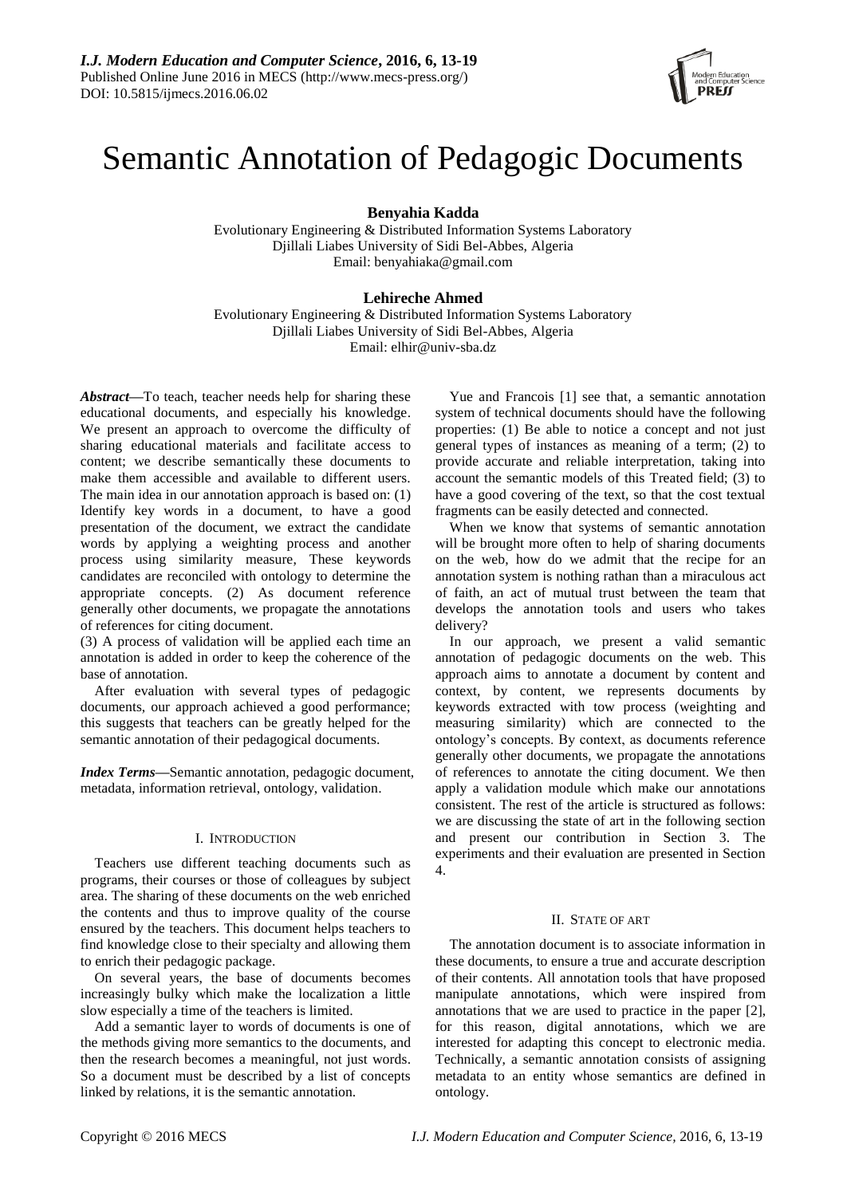# Semantic Annotation of Pedagogic Documents

**Benyahia Kadda**
Evolutionary Engineering & Distributed Information Systems Laboratory
Djillali Liabes University of Sidi Bel-Abbes, Algeria
Email: benyahiaka@gmail.com

**Lehireche Ahmed**
Evolutionary Engineering & Distributed Information Systems Laboratory
Djillali Liabes University of Sidi Bel-Abbes, Algeria
Email: elhir@univ-sba.dz

***Abstract*—**To teach, teacher needs help for sharing these educational documents, and especially his knowledge. We present an approach to overcome the difficulty of sharing educational materials and facilitate access to content; we describe semantically these documents to make them accessible and available to different users. The main idea in our annotation approach is based on: (1) Identify key words in a document, to have a good presentation of the document, we extract the candidate words by applying a weighting process and another process using similarity measure, These keywords candidates are reconciled with ontology to determine the appropriate concepts. (2) As document reference generally other documents, we propagate the annotations of references for citing document.

(3) A process of validation will be applied each time an annotation is added in order to keep the coherence of the base of annotation.

After evaluation with several types of pedagogic documents, our approach achieved a good performance; this suggests that teachers can be greatly helped for the semantic annotation of their pedagogical documents.

***Index Terms*—**Semantic annotation, pedagogic document, metadata, information retrieval, ontology, validation.

## I. Introduction

Teachers use different teaching documents such as programs, their courses or those of colleagues by subject area. The sharing of these documents on the web enriched the contents and thus to improve quality of the course ensured by the teachers. This document helps teachers to find knowledge close to their specialty and allowing them to enrich their pedagogic package.

On several years, the base of documents becomes increasingly bulky which make the localization a little slow especially a time of the teachers is limited.

Add a semantic layer to words of documents is one of the methods giving more semantics to the documents, and then the research becomes a meaningful, not just words. So a document must be described by a list of concepts linked by relations, it is the semantic annotation.

Yue and Francois [1] see that, a semantic annotation system of technical documents should have the following properties: (1) Be able to notice a concept and not just general types of instances as meaning of a term; (2) to provide accurate and reliable interpretation, taking into account the semantic models of this Treated field; (3) to have a good covering of the text, so that the cost textual fragments can be easily detected and connected.

When we know that systems of semantic annotation will be brought more often to help of sharing documents on the web, how do we admit that the recipe for an annotation system is nothing rathan than a miraculous act of faith, an act of mutual trust between the team that develops the annotation tools and users who takes delivery?

In our approach, we present a valid semantic annotation of pedagogic documents on the web. This approach aims to annotate a document by content and context, by content, we represents documents by keywords extracted with tow process (weighting and measuring similarity) which are connected to the ontology's concepts. By context, as documents reference generally other documents, we propagate the annotations of references to annotate the citing document. We then apply a validation module which make our annotations consistent. The rest of the article is structured as follows: we are discussing the state of art in the following section and present our contribution in Section 3. The experiments and their evaluation are presented in Section 4.

## II. State of art

The annotation document is to associate information in these documents, to ensure a true and accurate description of their contents. All annotation tools that have proposed manipulate annotations, which were inspired from annotations that we are used to practice in the paper [2], for this reason, digital annotations, which we are interested for adapting this concept to electronic media. Technically, a semantic annotation consists of assigning metadata to an entity whose semantics are defined in ontology.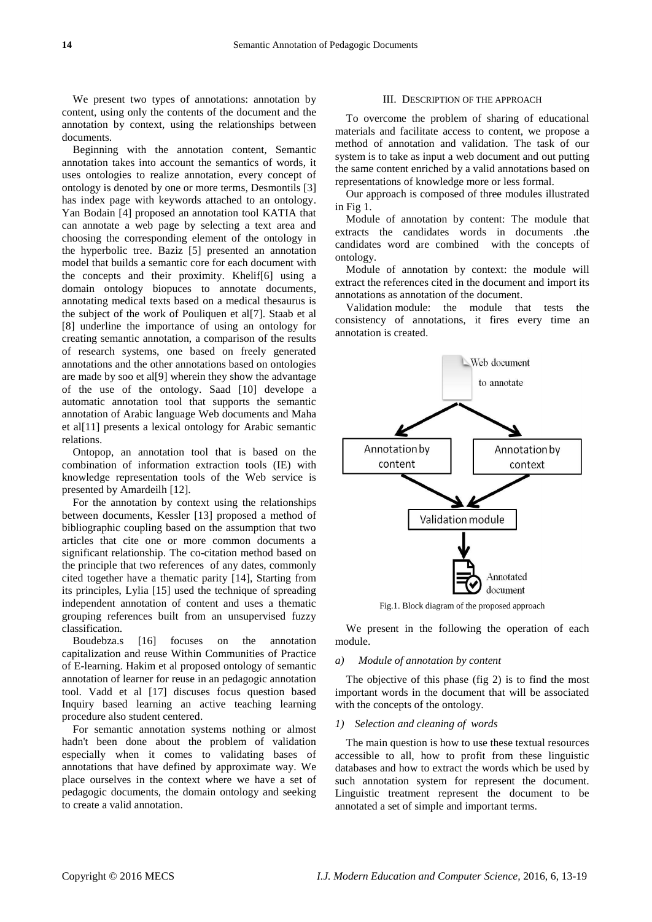We present two types of annotations: annotation by content, using only the contents of the document and the annotation by context, using the relationships between documents.

Beginning with the annotation content, Semantic annotation takes into account the semantics of words, it uses ontologies to realize annotation, every concept of ontology is denoted by one or more terms, Desmontils [3] has index page with keywords attached to an ontology. Yan Bodain [4] proposed an annotation tool KATIA that can annotate a web page by selecting a text area and choosing the corresponding element of the ontology in the hyperbolic tree. Baziz [5] presented an annotation model that builds a semantic core for each document with the concepts and their proximity. Khelif[6] using a domain ontology biopuces to annotate documents, annotating medical texts based on a medical thesaurus is the subject of the work of Pouliquen et al[7]. Staab et al [8] underline the importance of using an ontology for creating semantic annotation, a comparison of the results of research systems, one based on freely generated annotations and the other annotations based on ontologies are made by soo et al[9] wherein they show the advantage of the use of the ontology. Saad [10] develope a automatic annotation tool that supports the semantic annotation of Arabic language Web documents and Maha et al[11] presents a lexical ontology for Arabic semantic relations.

Ontopop, an annotation tool that is based on the combination of information extraction tools (IE) with knowledge representation tools of the Web service is presented by Amardeilh [12].

For the annotation by context using the relationships between documents, Kessler [13] proposed a method of bibliographic coupling based on the assumption that two articles that cite one or more common documents a significant relationship. The co-citation method based on the principle that two references of any dates, commonly cited together have a thematic parity [14], Starting from its principles, Lylia [15] used the technique of spreading independent annotation of content and uses a thematic grouping references built from an unsupervised fuzzy classification.

Boudebza.s [16] focuses on the annotation capitalization and reuse Within Communities of Practice of E-learning. Hakim et al proposed ontology of semantic annotation of learner for reuse in an pedagogic annotation tool. Vadd et al [17] discuses focus question based Inquiry based learning an active teaching learning procedure also student centered.

For semantic annotation systems nothing or almost hadn't been done about the problem of validation especially when it comes to validating bases of annotations that have defined by approximate way. We place ourselves in the context where we have a set of pedagogic documents, the domain ontology and seeking to create a valid annotation.

## III. Description of the Approach

To overcome the problem of sharing of educational materials and facilitate access to content, we propose a method of annotation and validation. The task of our system is to take as input a web document and out putting the same content enriched by a valid annotations based on representations of knowledge more or less formal.

Our approach is composed of three modules illustrated in Fig 1.

Module of annotation by content: The module that extracts the candidates words in documents .the candidates word are combined with the concepts of ontology.

Module of annotation by context: the module will extract the references cited in the document and import its annotations as annotation of the document.

Validation module: the module that tests the consistency of annotations, it fires every time an annotation is created.

Web document to annotate → Annotation by content / Annotation by context → Validation module → Annotated document

Fig.1. Block diagram of the proposed approach

We present in the following the operation of each module.

### *a) Module of annotation by content*

The objective of this phase (fig 2) is to find the most important words in the document that will be associated with the concepts of the ontology.

#### *1) Selection and cleaning of words*

The main question is how to use these textual resources accessible to all, how to profit from these linguistic databases and how to extract the words which be used by such annotation system for represent the document. Linguistic treatment represent the document to be annotated a set of simple and important terms.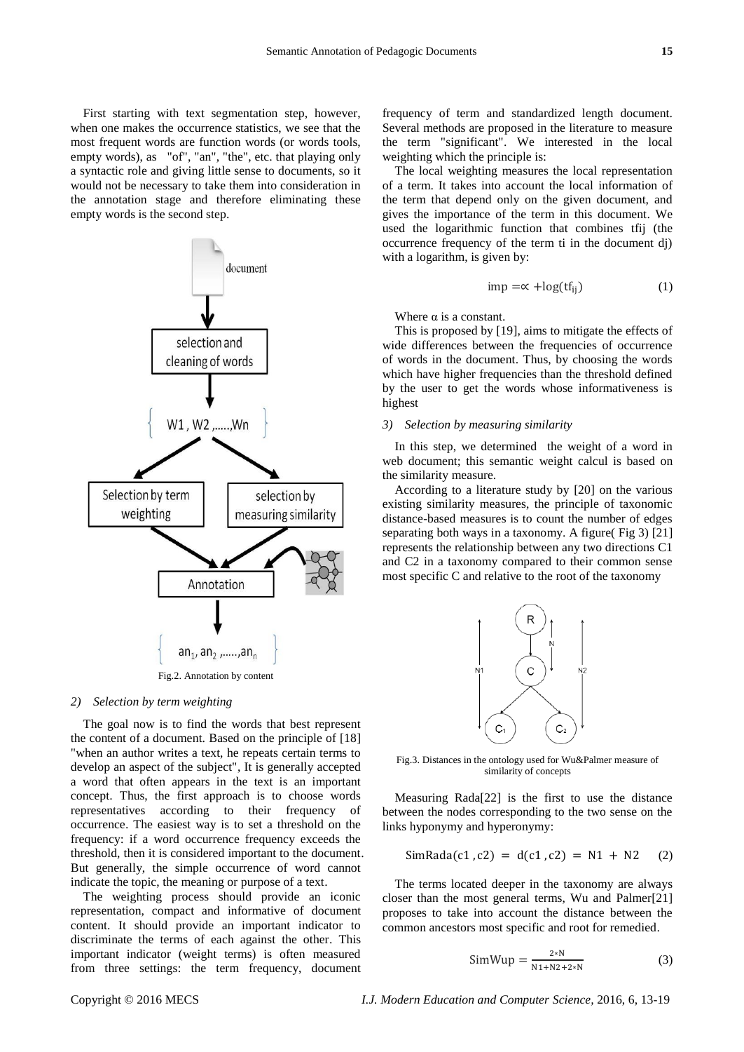First starting with text segmentation step, however, when one makes the occurrence statistics, we see that the most frequent words are function words (or words tools, empty words), as "of", "an", "the", etc. that playing only a syntactic role and giving little sense to documents, so it would not be necessary to take them into consideration in the annotation stage and therefore eliminating these empty words is the second step.

Fig.2. Annotation by content

*2) Selection by term weighting*

The goal now is to find the words that best represent the content of a document. Based on the principle of [18] "when an author writes a text, he repeats certain terms to develop an aspect of the subject", It is generally accepted a word that often appears in the text is an important concept. Thus, the first approach is to choose words representatives according to their frequency of occurrence. The easiest way is to set a threshold on the frequency: if a word occurrence frequency exceeds the threshold, then it is considered important to the document. But generally, the simple occurrence of word cannot indicate the topic, the meaning or purpose of a text.

The weighting process should provide an iconic representation, compact and informative of document content. It should provide an important indicator to discriminate the terms of each against the other. This important indicator (weight terms) is often measured from three settings: the term frequency, document frequency of term and standardized length document. Several methods are proposed in the literature to measure the term "significant". We interested in the local weighting which the principle is:

The local weighting measures the local representation of a term. It takes into account the local information of the term that depend only on the given document, and gives the importance of the term in this document. We used the logarithmic function that combines tfij (the occurrence frequency of the term ti in the document dj) with a logarithm, is given by:

$$\text{imp} = \propto + \log(\text{tf}_{\text{ij}}) \tag{1}$$

Where α is a constant.

This is proposed by [19], aims to mitigate the effects of wide differences between the frequencies of occurrence of words in the document. Thus, by choosing the words which have higher frequencies than the threshold defined by the user to get the words whose informativeness is highest

*3) Selection by measuring similarity*

In this step, we determined the weight of a word in web document; this semantic weight calcul is based on the similarity measure.

According to a literature study by [20] on the various existing similarity measures, the principle of taxonomic distance-based measures is to count the number of edges separating both ways in a taxonomy. A figure( Fig 3) [21] represents the relationship between any two directions C1 and C2 in a taxonomy compared to their common sense most specific C and relative to the root of the taxonomy

Fig.3. Distances in the ontology used for Wu&Palmer measure of similarity of concepts

Measuring Rada[22] is the first to use the distance between the nodes corresponding to the two sense on the links hyponymy and hyperonymy:

$$\text{SimRada}(c1, c2) = d(c1, c2) = N1 + N2 \tag{2}$$

The terms located deeper in the taxonomy are always closer than the most general terms, Wu and Palmer[21] proposes to take into account the distance between the common ancestors most specific and root for remedied.

$$\text{SimWup} = \frac{2*N}{N1+N2+2*N} \tag{3}$$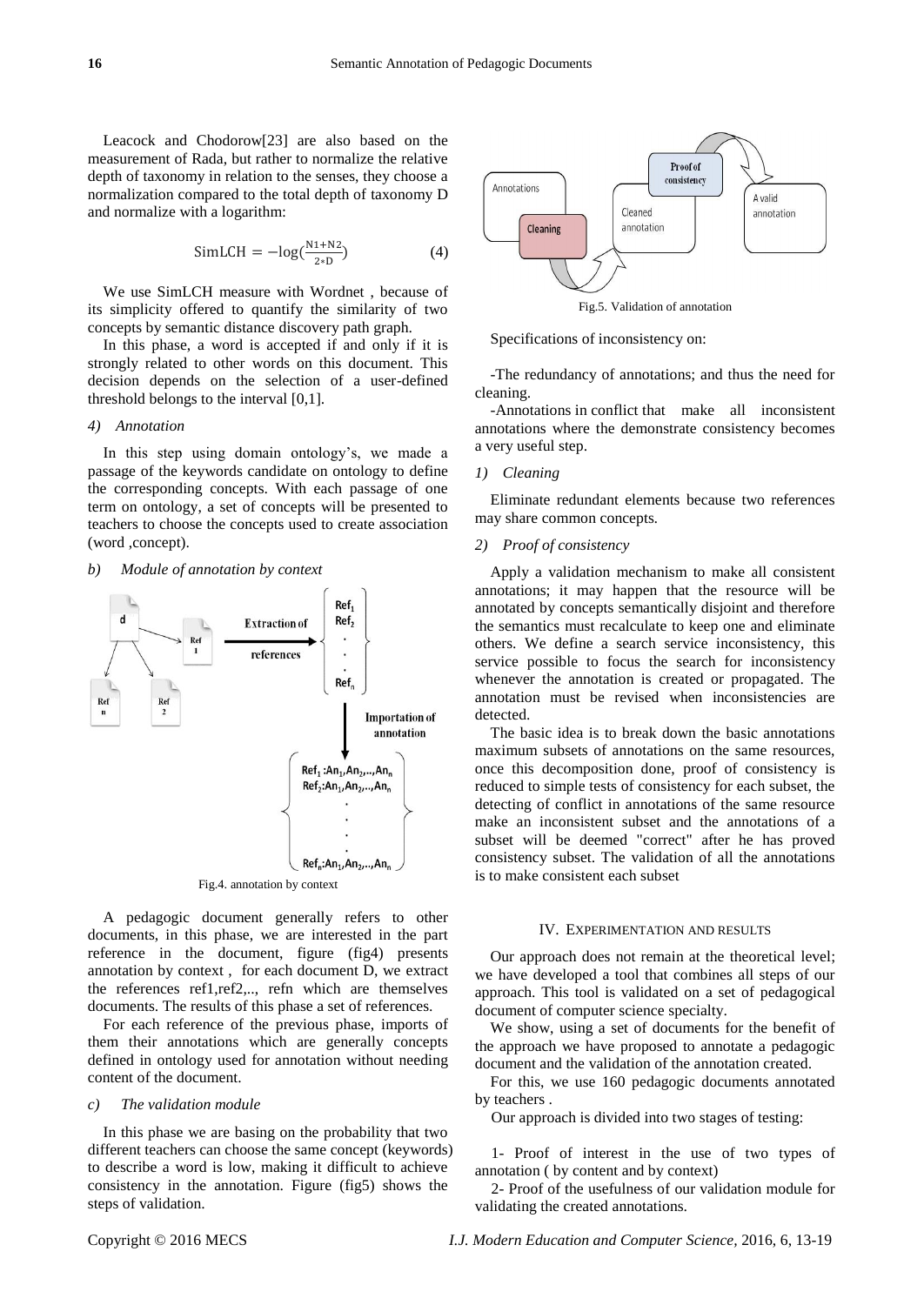Leacock and Chodorow[23] are also based on the measurement of Rada, but rather to normalize the relative depth of taxonomy in relation to the senses, they choose a normalization compared to the total depth of taxonomy D and normalize with a logarithm:

$$\text{SimLCH} = -\log(\frac{N1+N2}{2*D}) \quad (4)$$

We use SimLCH measure with Wordnet , because of its simplicity offered to quantify the similarity of two concepts by semantic distance discovery path graph.

In this phase, a word is accepted if and only if it is strongly related to other words on this document. This decision depends on the selection of a user-defined threshold belongs to the interval [0,1].

*4) Annotation*

In this step using domain ontology's, we made a passage of the keywords candidate on ontology to define the corresponding concepts. With each passage of one term on ontology, a set of concepts will be presented to teachers to choose the concepts used to create association (word ,concept).

*b) Module of annotation by context*

Fig.4. annotation by context

A pedagogic document generally refers to other documents, in this phase, we are interested in the part reference in the document, figure (fig4) presents annotation by context , for each document D, we extract the references ref1,ref2,.., refn which are themselves documents. The results of this phase a set of references.

For each reference of the previous phase, imports of them their annotations which are generally concepts defined in ontology used for annotation without needing content of the document.

*c) The validation module*

In this phase we are basing on the probability that two different teachers can choose the same concept (keywords) to describe a word is low, making it difficult to achieve consistency in the annotation. Figure (fig5) shows the steps of validation.

Fig.5. Validation of annotation

Specifications of inconsistency on:

-The redundancy of annotations; and thus the need for cleaning.

-Annotations in conflict that make all inconsistent annotations where the demonstrate consistency becomes a very useful step.

*1) Cleaning*

Eliminate redundant elements because two references may share common concepts.

*2) Proof of consistency*

Apply a validation mechanism to make all consistent annotations; it may happen that the resource will be annotated by concepts semantically disjoint and therefore the semantics must recalculate to keep one and eliminate others. We define a search service inconsistency, this service possible to focus the search for inconsistency whenever the annotation is created or propagated. The annotation must be revised when inconsistencies are detected.

The basic idea is to break down the basic annotations maximum subsets of annotations on the same resources, once this decomposition done, proof of consistency is reduced to simple tests of consistency for each subset, the detecting of conflict in annotations of the same resource make an inconsistent subset and the annotations of a subset will be deemed "correct" after he has proved consistency subset. The validation of all the annotations is to make consistent each subset

## IV. Experimentation and Results

Our approach does not remain at the theoretical level; we have developed a tool that combines all steps of our approach. This tool is validated on a set of pedagogical document of computer science specialty.

We show, using a set of documents for the benefit of the approach we have proposed to annotate a pedagogic document and the validation of the annotation created.

For this, we use 160 pedagogic documents annotated by teachers .

Our approach is divided into two stages of testing:

1- Proof of interest in the use of two types of annotation ( by content and by context)

2- Proof of the usefulness of our validation module for validating the created annotations.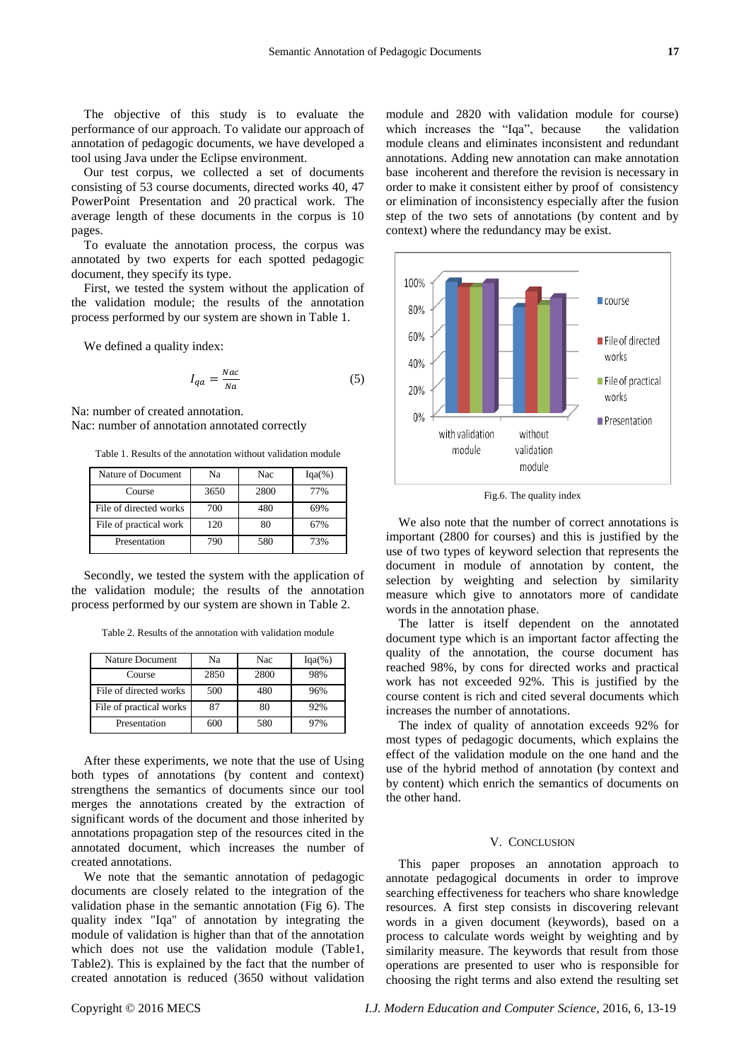The objective of this study is to evaluate the performance of our approach. To validate our approach of annotation of pedagogic documents, we have developed a tool using Java under the Eclipse environment.

Our test corpus, we collected a set of documents consisting of 53 course documents, directed works 40, 47 PowerPoint Presentation and 20 practical work. The average length of these documents in the corpus is 10 pages.

To evaluate the annotation process, the corpus was annotated by two experts for each spotted pedagogic document, they specify its type.

First, we tested the system without the application of the validation module; the results of the annotation process performed by our system are shown in Table 1.

We defined a quality index:

$$I_{qa} = \frac{Nac}{Na} \tag{5}$$

Na: number of created annotation.
Nac: number of annotation annotated correctly

Table 1. Results of the annotation without validation module

| Nature of Document | Na | Nac | Iqa(%) |
|---|---|---|---|
| Course | 3650 | 2800 | 77% |
| File of directed works | 700 | 480 | 69% |
| File of practical work | 120 | 80 | 67% |
| Presentation | 790 | 580 | 73% |

Secondly, we tested the system with the application of the validation module; the results of the annotation process performed by our system are shown in Table 2.

Table 2. Results of the annotation with validation module

| Nature Document | Na | Nac | Iqa(%) |
|---|---|---|---|
| Course | 2850 | 2800 | 98% |
| File of directed works | 500 | 480 | 96% |
| File of practical works | 87 | 80 | 92% |
| Presentation | 600 | 580 | 97% |

After these experiments, we note that the use of Using both types of annotations (by content and context) strengthens the semantics of documents since our tool merges the annotations created by the extraction of significant words of the document and those inherited by annotations propagation step of the resources cited in the annotated document, which increases the number of created annotations.

We note that the semantic annotation of pedagogic documents are closely related to the integration of the validation phase in the semantic annotation (Fig 6). The quality index "Iqa" of annotation by integrating the module of validation is higher than that of the annotation which does not use the validation module (Table1, Table2). This is explained by the fact that the number of created annotation is reduced (3650 without validation module and 2820 with validation module for course) which increases the "Iqa", because the validation module cleans and eliminates inconsistent and redundant annotations. Adding new annotation can make annotation base incoherent and therefore the revision is necessary in order to make it consistent either by proof of consistency or elimination of inconsistency especially after the fusion step of the two sets of annotations (by content and by context) where the redundancy may be exist.

Fig.6. The quality index

We also note that the number of correct annotations is important (2800 for courses) and this is justified by the use of two types of keyword selection that represents the document in module of annotation by content, the selection by weighting and selection by similarity measure which give to annotators more of candidate words in the annotation phase.

The latter is itself dependent on the annotated document type which is an important factor affecting the quality of the annotation, the course document has reached 98%, by cons for directed works and practical work has not exceeded 92%. This is justified by the course content is rich and cited several documents which increases the number of annotations.

The index of quality of annotation exceeds 92% for most types of pedagogic documents, which explains the effect of the validation module on the one hand and the use of the hybrid method of annotation (by context and by content) which enrich the semantics of documents on the other hand.

## V. Conclusion

This paper proposes an annotation approach to annotate pedagogical documents in order to improve searching effectiveness for teachers who share knowledge resources. A first step consists in discovering relevant words in a given document (keywords), based on a process to calculate words weight by weighting and by similarity measure. The keywords that result from those operations are presented to user who is responsible for choosing the right terms and also extend the resulting set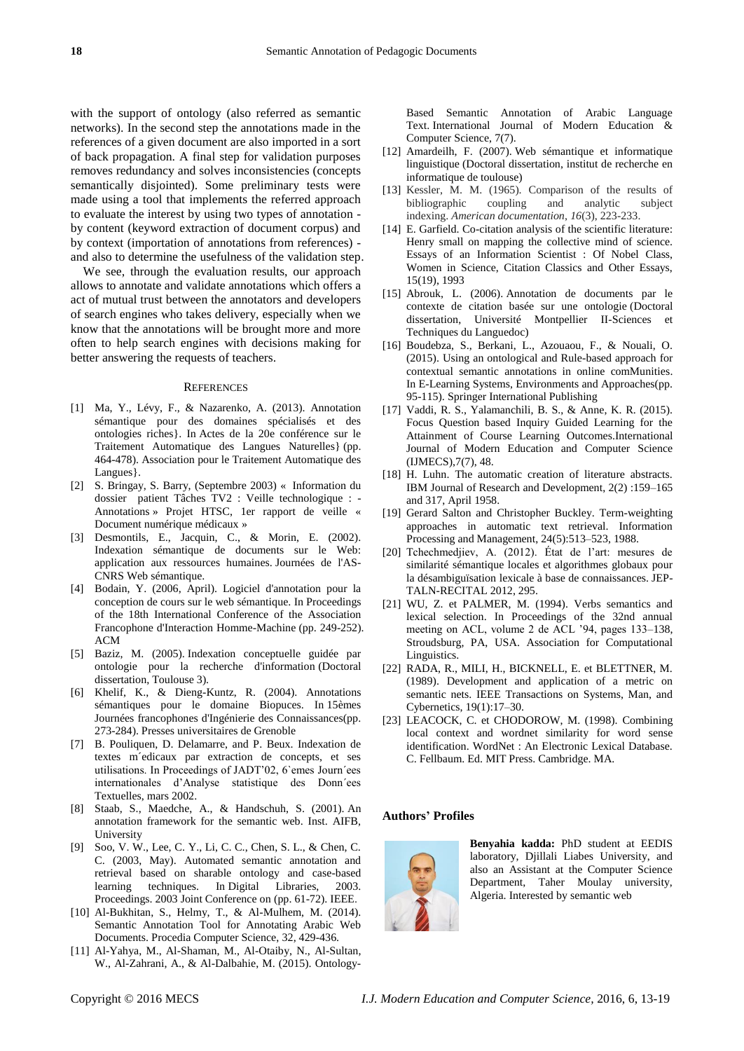with the support of ontology (also referred as semantic networks). In the second step the annotations made in the references of a given document are also imported in a sort of back propagation. A final step for validation purposes removes redundancy and solves inconsistencies (concepts semantically disjointed). Some preliminary tests were made using a tool that implements the referred approach to evaluate the interest by using two types of annotation - by content (keyword extraction of document corpus) and by context (importation of annotations from references) - and also to determine the usefulness of the validation step.

We see, through the evaluation results, our approach allows to annotate and validate annotations which offers a act of mutual trust between the annotators and developers of search engines who takes delivery, especially when we know that the annotations will be brought more and more often to help search engines with decisions making for better answering the requests of teachers.

## REFERENCES

[1] Ma, Y., Lévy, F., & Nazarenko, A. (2013). Annotation sémantique pour des domaines spécialisés et des ontologies riches}. In Actes de la 20e conférence sur le Traitement Automatique des Langues Naturelles} (pp. 464-478). Association pour le Traitement Automatique des Langues}.

[2] S. Bringay, S. Barry, (Septembre 2003) « Information du dossier patient Tâches TV2 : Veille technologique : - Annotations » Projet HTSC, 1er rapport de veille « Document numérique médicaux »

[3] Desmontils, E., Jacquin, C., & Morin, E. (2002). Indexation sémantique de documents sur le Web: application aux ressources humaines. Journées de l'AS-CNRS Web sémantique.

[4] Bodain, Y. (2006, April). Logiciel d'annotation pour la conception de cours sur le web sémantique. In Proceedings of the 18th International Conference of the Association Francophone d'Interaction Homme-Machine (pp. 249-252). ACM

[5] Baziz, M. (2005). Indexation conceptuelle guidée par ontologie pour la recherche d'information (Doctoral dissertation, Toulouse 3).

[6] Khelif, K., & Dieng-Kuntz, R. (2004). Annotations sémantiques pour le domaine Biopuces. In 15èmes Journées francophones d'Ingénierie des Connaissances(pp. 273-284). Presses universitaires de Grenoble

[7] B. Pouliquen, D. Delamarre, and P. Beux. Indexation de textes m´edicaux par extraction de concepts, et ses utilisations. In Proceedings of JADT'02, 6`emes Journ´ees internationales d'Analyse statistique des Donn´ees Textuelles, mars 2002.

[8] Staab, S., Maedche, A., & Handschuh, S. (2001). An annotation framework for the semantic web. Inst. AIFB, University

[9] Soo, V. W., Lee, C. Y., Li, C. C., Chen, S. L., & Chen, C. C. (2003, May). Automated semantic annotation and retrieval based on sharable ontology and case-based learning techniques. In Digital Libraries, 2003. Proceedings. 2003 Joint Conference on (pp. 61-72). IEEE.

[10] Al-Bukhitan, S., Helmy, T., & Al-Mulhem, M. (2014). Semantic Annotation Tool for Annotating Arabic Web Documents. Procedia Computer Science, 32, 429-436.

[11] Al-Yahya, M., Al-Shaman, M., Al-Otaiby, N., Al-Sultan, W., Al-Zahrani, A., & Al-Dalbahie, M. (2015). Ontology-Based Semantic Annotation of Arabic Language Text. International Journal of Modern Education & Computer Science, 7(7).

[12] Amardeilh, F. (2007). Web sémantique et informatique linguistique (Doctoral dissertation, institut de recherche en informatique de toulouse)

[13] Kessler, M. M. (1965). Comparison of the results of bibliographic coupling and analytic subject indexing. *American documentation*, *16*(3), 223-233.

[14] E. Garfield. Co-citation analysis of the scientific literature: Henry small on mapping the collective mind of science. Essays of an Information Scientist : Of Nobel Class, Women in Science, Citation Classics and Other Essays, 15(19), 1993

[15] Abrouk, L. (2006). Annotation de documents par le contexte de citation basée sur une ontologie (Doctoral dissertation, Université Montpellier II-Sciences et Techniques du Languedoc)

[16] Boudebza, S., Berkani, L., Azouaou, F., & Nouali, O. (2015). Using an ontological and Rule-based approach for contextual semantic annotations in online comMunities. In E-Learning Systems, Environments and Approaches(pp. 95-115). Springer International Publishing

[17] Vaddi, R. S., Yalamanchili, B. S., & Anne, K. R. (2015). Focus Question based Inquiry Guided Learning for the Attainment of Course Learning Outcomes.International Journal of Modern Education and Computer Science (IJMECS),7(7), 48.

[18] H. Luhn. The automatic creation of literature abstracts. IBM Journal of Research and Development, 2(2) :159–165 and 317, April 1958.

[19] Gerard Salton and Christopher Buckley. Term-weighting approaches in automatic text retrieval. Information Processing and Management, 24(5):513–523, 1988.

[20] Tchechmedjiev, A. (2012). État de l'art: mesures de similarité sémantique locales et algorithmes globaux pour la désambiguïsation lexicale à base de connaissances. JEP-TALN-RECITAL 2012, 295.

[21] WU, Z. et PALMER, M. (1994). Verbs semantics and lexical selection. In Proceedings of the 32nd annual meeting on ACL, volume 2 de ACL '94, pages 133–138, Stroudsburg, PA, USA. Association for Computational Linguistics.

[22] RADA, R., MILI, H., BICKNELL, E. et BLETTNER, M. (1989). Development and application of a metric on semantic nets. IEEE Transactions on Systems, Man, and Cybernetics, 19(1):17–30.

[23] LEACOCK, C. et CHODOROW, M. (1998). Combining local context and wordnet similarity for word sense identification. WordNet : An Electronic Lexical Database. C. Fellbaum. Ed. MIT Press. Cambridge. MA.

## Authors' Profiles

**Benyahia kadda:** PhD student at EEDIS laboratory, Djillali Liabes University, and also an Assistant at the Computer Science Department, Taher Moulay university, Algeria. Interested by semantic web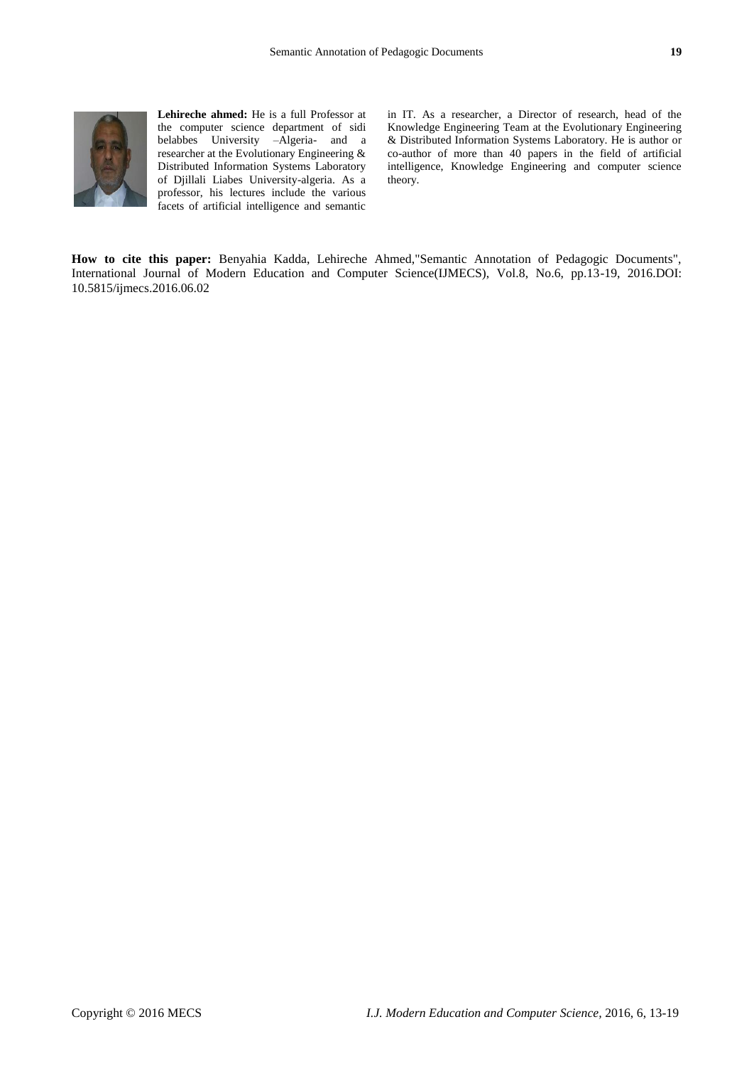**Lehireche ahmed:** He is a full Professor at the computer science department of sidi belabbes University –Algeria- and a researcher at the Evolutionary Engineering & Distributed Information Systems Laboratory of Djillali Liabes University-algeria. As a professor, his lectures include the various facets of artificial intelligence and semantic in IT. As a researcher, a Director of research, head of the Knowledge Engineering Team at the Evolutionary Engineering & Distributed Information Systems Laboratory. He is author or co-author of more than 40 papers in the field of artificial intelligence, Knowledge Engineering and computer science theory.

**How to cite this paper:** Benyahia Kadda, Lehireche Ahmed,"Semantic Annotation of Pedagogic Documents", International Journal of Modern Education and Computer Science(IJMECS), Vol.8, No.6, pp.13-19, 2016.DOI: 10.5815/ijmecs.2016.06.02